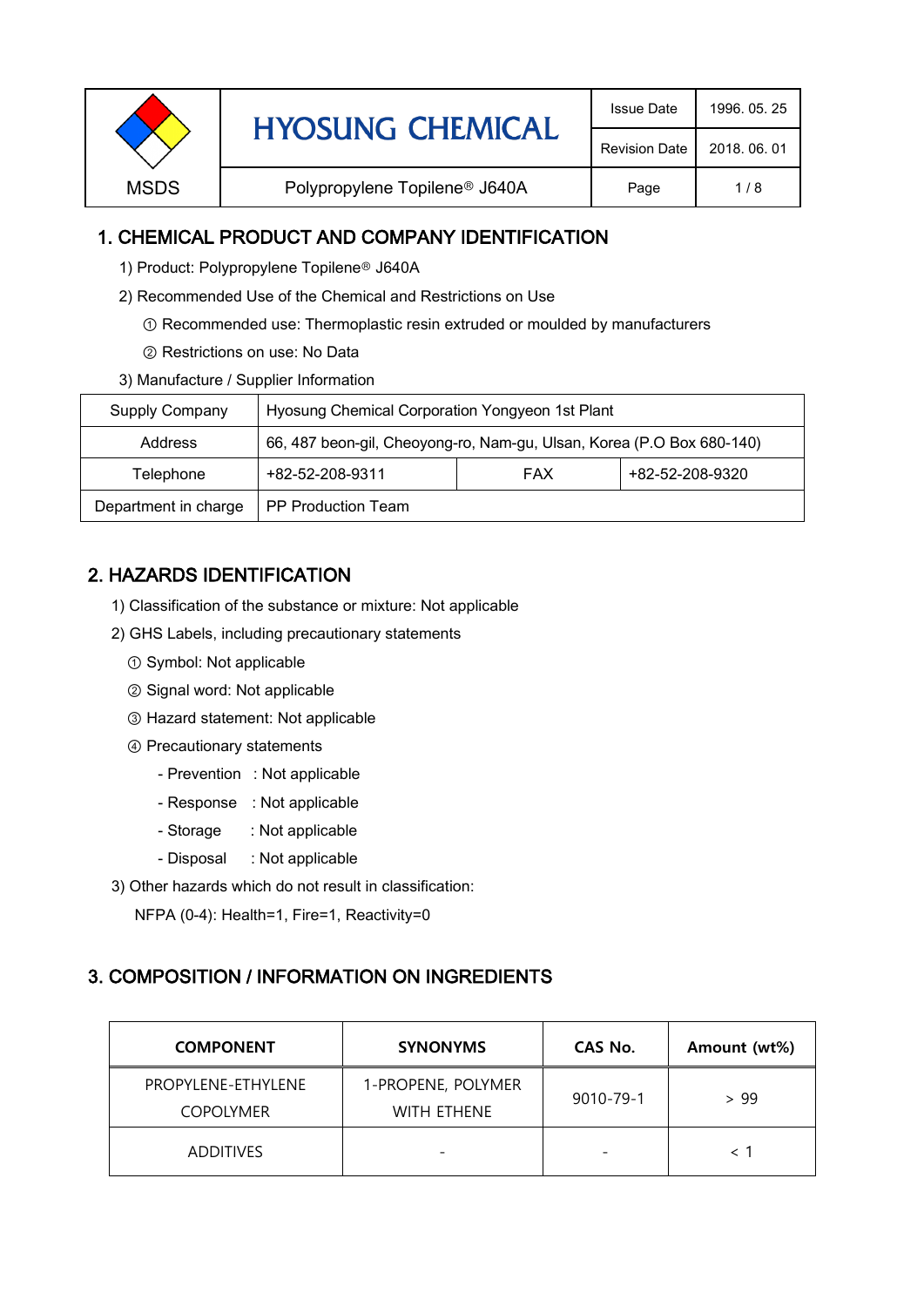| MSDS | HYOSUNG CHEMICAL | Issue Date | 1996. 05. 25 |
|---|---|---|---|
| | | Revision Date | 2018. 06. 01 |
| | Polypropylene Topilene® J640A | | |

## 1. CHEMICAL PRODUCT AND COMPANY IDENTIFICATION

1) Product: Polypropylene Topilene® J640A

2) Recommended Use of the Chemical and Restrictions on Use

① Recommended use: Thermoplastic resin extruded or moulded by manufacturers

② Restrictions on use: No Data

3) Manufacture / Supplier Information

| Supply Company | Hyosung Chemical Corporation Yongyeon 1st Plant | | |
|---|---|---|---|
| Address | 66, 487 beon-gil, Cheoyong-ro, Nam-gu, Ulsan, Korea (P.O Box 680-140) | | |
| Telephone | +82-52-208-9311 | FAX | +82-52-208-9320 |
| Department in charge | PP Production Team | | |

## 2. HAZARDS IDENTIFICATION

1) Classification of the substance or mixture: Not applicable

2) GHS Labels, including precautionary statements

① Symbol: Not applicable

② Signal word: Not applicable

③ Hazard statement: Not applicable

④ Precautionary statements

- Prevention : Not applicable
- Response : Not applicable
- Storage : Not applicable
- Disposal : Not applicable

3) Other hazards which do not result in classification:

NFPA (0-4): Health=1, Fire=1, Reactivity=0

## 3. COMPOSITION / INFORMATION ON INGREDIENTS

| COMPONENT | SYNONYMS | CAS No. | Amount (wt%) |
|---|---|---|---|
| PROPYLENE-ETHYLENE COPOLYMER | 1-PROPENE, POLYMER WITH ETHENE | 9010-79-1 | > 99 |
| ADDITIVES | - | - | < 1 |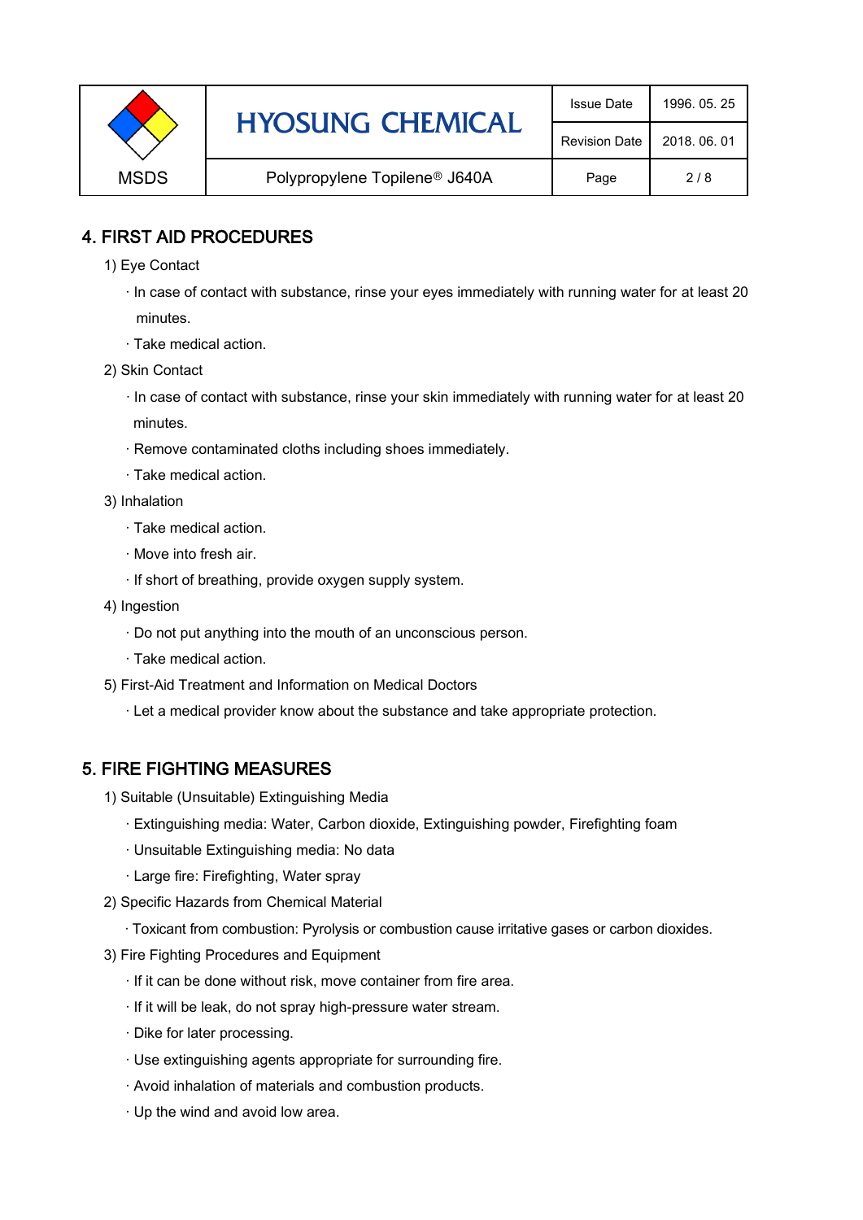## 4. FIRST AID PROCEDURES

1) Eye Contact

· In case of contact with substance, rinse your eyes immediately with running water for at least 20 minutes.

· Take medical action.

2) Skin Contact

· In case of contact with substance, rinse your skin immediately with running water for at least 20 minutes.

· Remove contaminated cloths including shoes immediately.

· Take medical action.

3) Inhalation

· Take medical action.

· Move into fresh air.

· If short of breathing, provide oxygen supply system.

4) Ingestion

· Do not put anything into the mouth of an unconscious person.

· Take medical action.

5) First-Aid Treatment and Information on Medical Doctors

· Let a medical provider know about the substance and take appropriate protection.

## 5. FIRE FIGHTING MEASURES

1) Suitable (Unsuitable) Extinguishing Media

· Extinguishing media: Water, Carbon dioxide, Extinguishing powder, Firefighting foam

· Unsuitable Extinguishing media: No data

· Large fire: Firefighting, Water spray

2) Specific Hazards from Chemical Material

· Toxicant from combustion: Pyrolysis or combustion cause irritative gases or carbon dioxides.

3) Fire Fighting Procedures and Equipment

· If it can be done without risk, move container from fire area.

· If it will be leak, do not spray high-pressure water stream.

· Dike for later processing.

· Use extinguishing agents appropriate for surrounding fire.

· Avoid inhalation of materials and combustion products.

· Up the wind and avoid low area.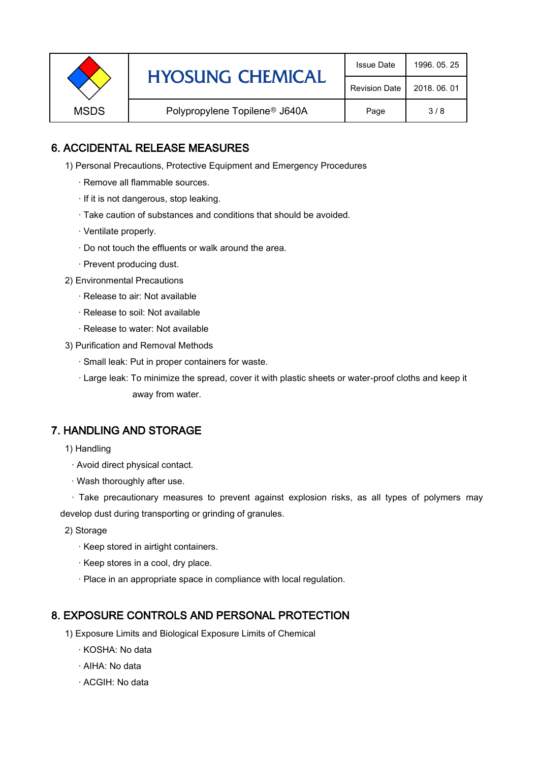## 6. ACCIDENTAL RELEASE MEASURES

1) Personal Precautions, Protective Equipment and Emergency Procedures

- · Remove all flammable sources.
- · If it is not dangerous, stop leaking.
- · Take caution of substances and conditions that should be avoided.
- · Ventilate properly.
- · Do not touch the effluents or walk around the area.
- · Prevent producing dust.

2) Environmental Precautions

- · Release to air: Not available
- · Release to soil: Not available
- · Release to water: Not available

3) Purification and Removal Methods

- · Small leak: Put in proper containers for waste.
- · Large leak: To minimize the spread, cover it with plastic sheets or water-proof cloths and keep it away from water.

## 7. HANDLING AND STORAGE

1) Handling

- · Avoid direct physical contact.
- · Wash thoroughly after use.
- · Take precautionary measures to prevent against explosion risks, as all types of polymers may develop dust during transporting or grinding of granules.

2) Storage

- · Keep stored in airtight containers.
- · Keep stores in a cool, dry place.
- · Place in an appropriate space in compliance with local regulation.

## 8. EXPOSURE CONTROLS AND PERSONAL PROTECTION

1) Exposure Limits and Biological Exposure Limits of Chemical

- · KOSHA: No data
- · AIHA: No data
- · ACGIH: No data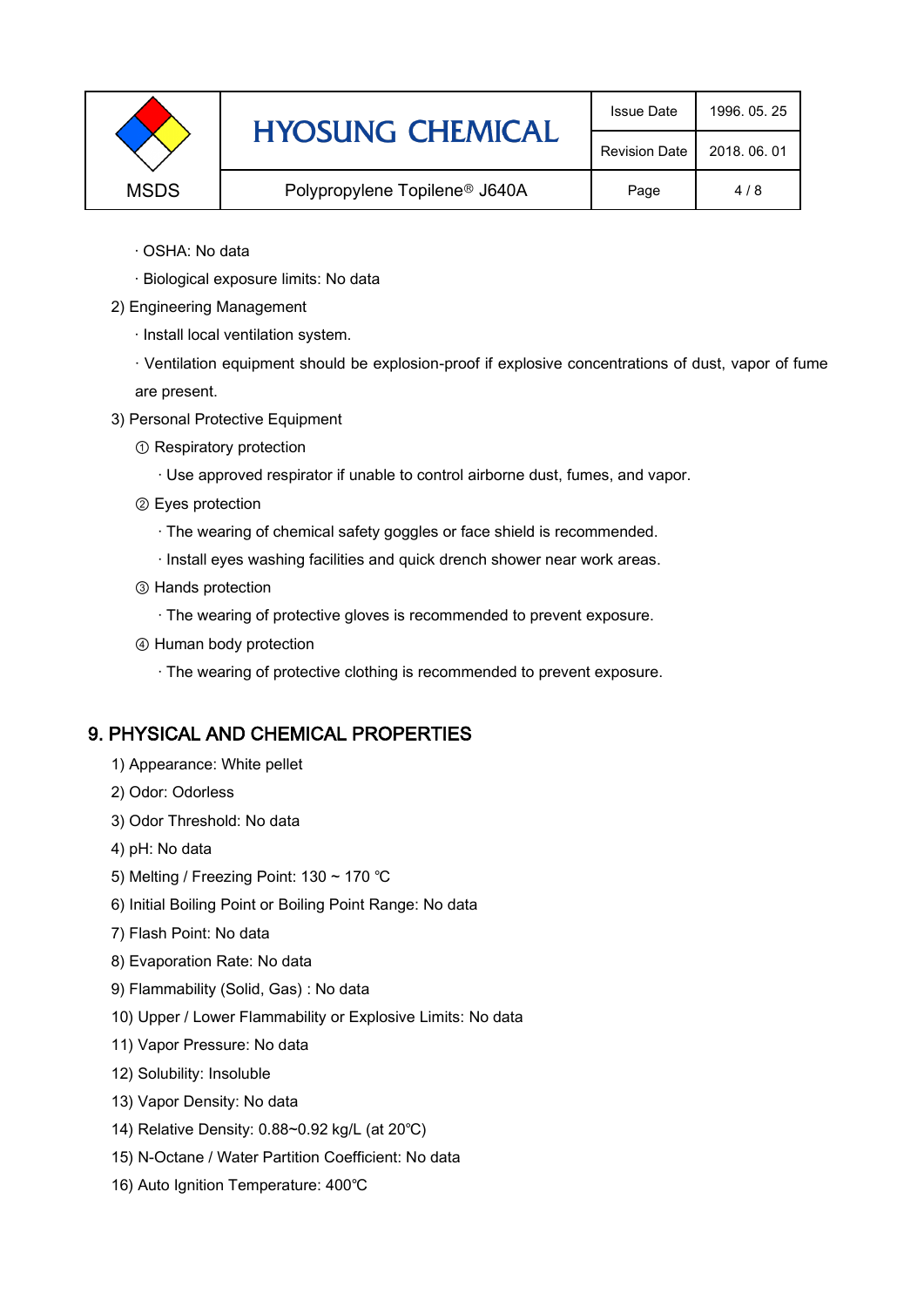· OSHA: No data

· Biological exposure limits: No data

2) Engineering Management

· Install local ventilation system.

· Ventilation equipment should be explosion-proof if explosive concentrations of dust, vapor of fume are present.

3) Personal Protective Equipment

① Respiratory protection

· Use approved respirator if unable to control airborne dust, fumes, and vapor.

② Eyes protection

· The wearing of chemical safety goggles or face shield is recommended.

· Install eyes washing facilities and quick drench shower near work areas.

③ Hands protection

· The wearing of protective gloves is recommended to prevent exposure.

④ Human body protection

· The wearing of protective clothing is recommended to prevent exposure.

## 9. PHYSICAL AND CHEMICAL PROPERTIES

1) Appearance: White pellet

2) Odor: Odorless

3) Odor Threshold: No data

4) pH: No data

5) Melting / Freezing Point: 130 ~ 170 ℃

6) Initial Boiling Point or Boiling Point Range: No data

7) Flash Point: No data

8) Evaporation Rate: No data

9) Flammability (Solid, Gas) : No data

10) Upper / Lower Flammability or Explosive Limits: No data

11) Vapor Pressure: No data

12) Solubility: Insoluble

13) Vapor Density: No data

14) Relative Density: 0.88~0.92 kg/L (at 20℃)

15) N-Octane / Water Partition Coefficient: No data

16) Auto Ignition Temperature: 400℃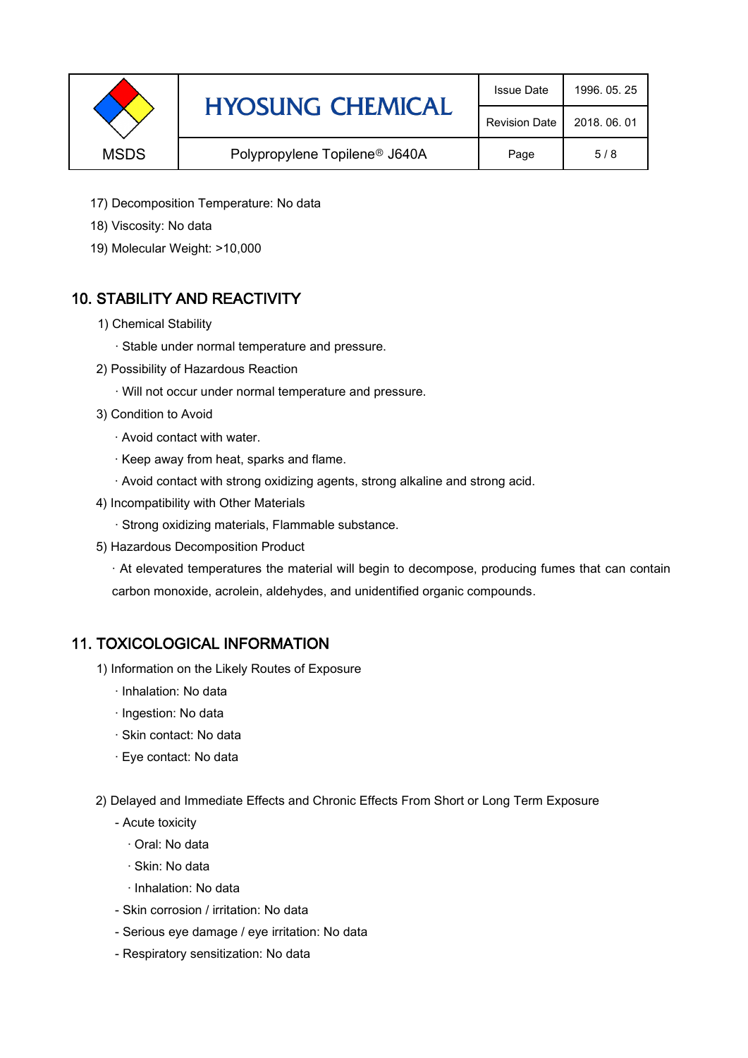17) Decomposition Temperature: No data

18) Viscosity: No data

19) Molecular Weight: >10,000

## 10. STABILITY AND REACTIVITY

1) Chemical Stability

  · Stable under normal temperature and pressure.

2) Possibility of Hazardous Reaction

  · Will not occur under normal temperature and pressure.

3) Condition to Avoid

  · Avoid contact with water.

  · Keep away from heat, sparks and flame.

  · Avoid contact with strong oxidizing agents, strong alkaline and strong acid.

4) Incompatibility with Other Materials

  · Strong oxidizing materials, Flammable substance.

5) Hazardous Decomposition Product

  · At elevated temperatures the material will begin to decompose, producing fumes that can contain carbon monoxide, acrolein, aldehydes, and unidentified organic compounds.

## 11. TOXICOLOGICAL INFORMATION

1) Information on the Likely Routes of Exposure

  · Inhalation: No data

  · Ingestion: No data

  · Skin contact: No data

  · Eye contact: No data

2) Delayed and Immediate Effects and Chronic Effects From Short or Long Term Exposure

  - Acute toxicity

    · Oral: No data

    · Skin: No data

    · Inhalation: No data

  - Skin corrosion / irritation: No data

  - Serious eye damage / eye irritation: No data

  - Respiratory sensitization: No data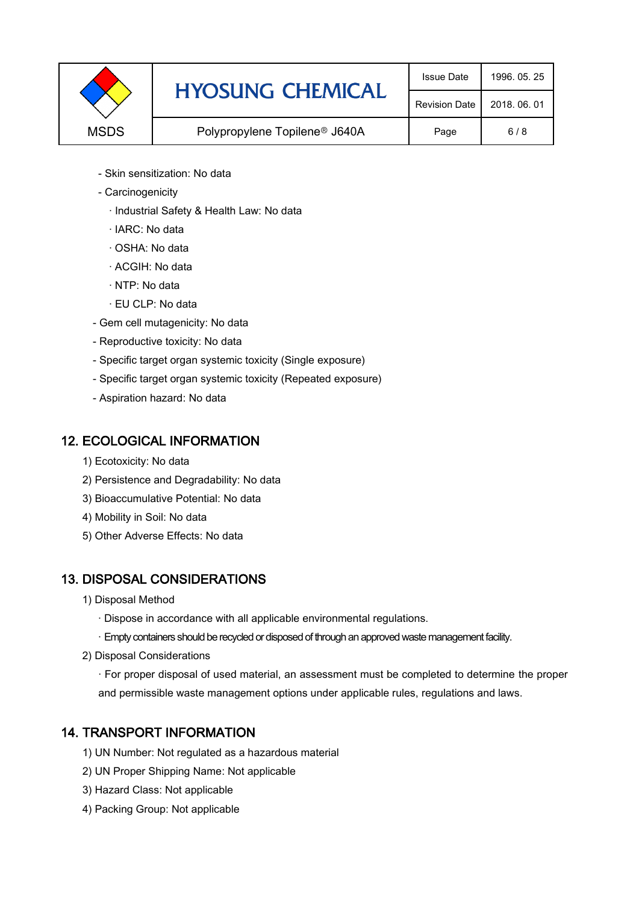- Skin sensitization: No data
- Carcinogenicity
  - · Industrial Safety & Health Law: No data
  - · IARC: No data
  - · OSHA: No data
  - · ACGIH: No data
  - · NTP: No data
  - · EU CLP: No data
- Gem cell mutagenicity: No data
- Reproductive toxicity: No data
- Specific target organ systemic toxicity (Single exposure)
- Specific target organ systemic toxicity (Repeated exposure)
- Aspiration hazard: No data

## 12. ECOLOGICAL INFORMATION

1) Ecotoxicity: No data
2) Persistence and Degradability: No data
3) Bioaccumulative Potential: No data
4) Mobility in Soil: No data
5) Other Adverse Effects: No data

## 13. DISPOSAL CONSIDERATIONS

1) Disposal Method
   · Dispose in accordance with all applicable environmental regulations.
   · Empty containers should be recycled or disposed of through an approved waste management facility.
2) Disposal Considerations
   · For proper disposal of used material, an assessment must be completed to determine the proper and permissible waste management options under applicable rules, regulations and laws.

## 14. TRANSPORT INFORMATION

1) UN Number: Not regulated as a hazardous material
2) UN Proper Shipping Name: Not applicable
3) Hazard Class: Not applicable
4) Packing Group: Not applicable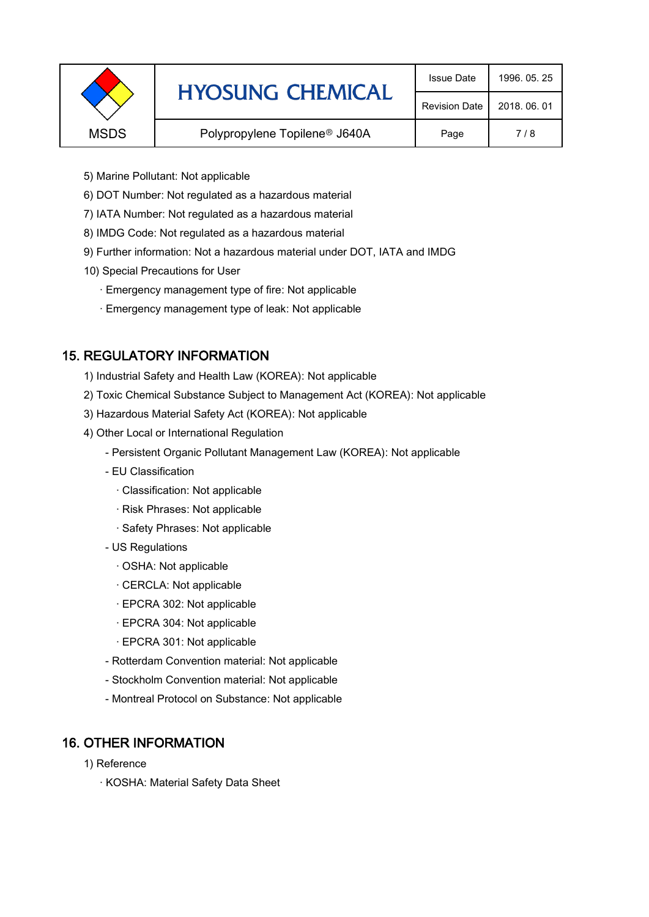5) Marine Pollutant: Not applicable

6) DOT Number: Not regulated as a hazardous material

7) IATA Number: Not regulated as a hazardous material

8) IMDG Code: Not regulated as a hazardous material

9) Further information: Not a hazardous material under DOT, IATA and IMDG

10) Special Precautions for User

- · Emergency management type of fire: Not applicable
- · Emergency management type of leak: Not applicable

## 15. REGULATORY INFORMATION

1) Industrial Safety and Health Law (KOREA): Not applicable

2) Toxic Chemical Substance Subject to Management Act (KOREA): Not applicable

3) Hazardous Material Safety Act (KOREA): Not applicable

4) Other Local or International Regulation

- Persistent Organic Pollutant Management Law (KOREA): Not applicable
- EU Classification
  - · Classification: Not applicable
  - · Risk Phrases: Not applicable
  - · Safety Phrases: Not applicable
- US Regulations
  - · OSHA: Not applicable
  - · CERCLA: Not applicable
  - · EPCRA 302: Not applicable
  - · EPCRA 304: Not applicable
  - · EPCRA 301: Not applicable
- Rotterdam Convention material: Not applicable
- Stockholm Convention material: Not applicable
- Montreal Protocol on Substance: Not applicable

## 16. OTHER INFORMATION

1) Reference

- · KOSHA: Material Safety Data Sheet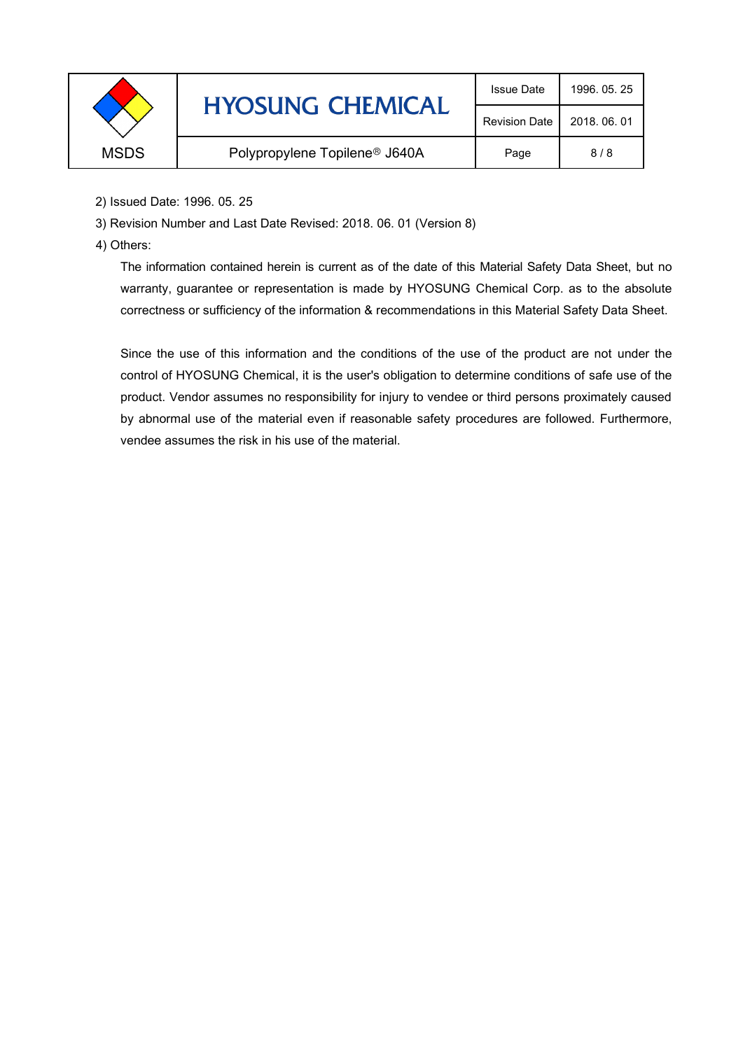2) Issued Date: 1996. 05. 25

3) Revision Number and Last Date Revised: 2018. 06. 01 (Version 8)

4) Others:

The information contained herein is current as of the date of this Material Safety Data Sheet, but no warranty, guarantee or representation is made by HYOSUNG Chemical Corp. as to the absolute correctness or sufficiency of the information & recommendations in this Material Safety Data Sheet.

Since the use of this information and the conditions of the use of the product are not under the control of HYOSUNG Chemical, it is the user's obligation to determine conditions of safe use of the product. Vendor assumes no responsibility for injury to vendee or third persons proximately caused by abnormal use of the material even if reasonable safety procedures are followed. Furthermore, vendee assumes the risk in his use of the material.